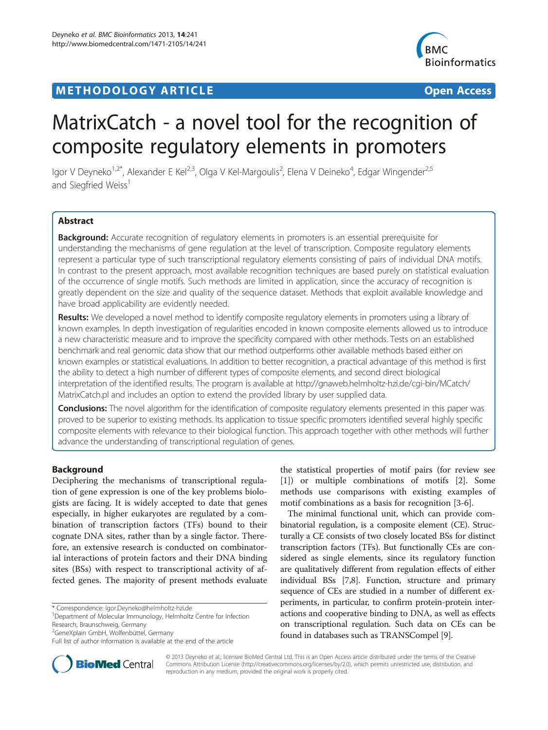**METHODOLOGY ARTICLE** **Open Access**

# MatrixCatch - a novel tool for the recognition of composite regulatory elements in promoters

Igor V Deyneko[1,2*], Alexander E Kel[2,3], Olga V Kel-Margoulis[2], Elena V Deineko[4], Edgar Wingender[2,5] and Siegfried Weiss[1]

## Abstract

**Background:** Accurate recognition of regulatory elements in promoters is an essential prerequisite for understanding the mechanisms of gene regulation at the level of transcription. Composite regulatory elements represent a particular type of such transcriptional regulatory elements consisting of pairs of individual DNA motifs. In contrast to the present approach, most available recognition techniques are based purely on statistical evaluation of the occurrence of single motifs. Such methods are limited in application, since the accuracy of recognition is greatly dependent on the size and quality of the sequence dataset. Methods that exploit available knowledge and have broad applicability are evidently needed.

**Results:** We developed a novel method to identify composite regulatory elements in promoters using a library of known examples. In depth investigation of regularities encoded in known composite elements allowed us to introduce a new characteristic measure and to improve the specificity compared with other methods. Tests on an established benchmark and real genomic data show that our method outperforms other available methods based either on known examples or statistical evaluations. In addition to better recognition, a practical advantage of this method is first the ability to detect a high number of different types of composite elements, and second direct biological interpretation of the identified results. The program is available at http://gnaweb.helmholtz-hzi.de/cgi-bin/MCatch/MatrixCatch.pl and includes an option to extend the provided library by user supplied data.

**Conclusions:** The novel algorithm for the identification of composite regulatory elements presented in this paper was proved to be superior to existing methods. Its application to tissue specific promoters identified several highly specific composite elements with relevance to their biological function. This approach together with other methods will further advance the understanding of transcriptional regulation of genes.

## Background

Deciphering the mechanisms of transcriptional regulation of gene expression is one of the key problems biologists are facing. It is widely accepted to date that genes especially, in higher eukaryotes are regulated by a combination of transcription factors (TFs) bound to their cognate DNA sites, rather than by a single factor. Therefore, an extensive research is conducted on combinatorial interactions of protein factors and their DNA binding sites (BSs) with respect to transcriptional activity of affected genes. The majority of present methods evaluate the statistical properties of motif pairs (for review see [1]) or multiple combinations of motifs [2]. Some methods use comparisons with existing examples of motif combinations as a basis for recognition [3-6].

The minimal functional unit, which can provide combinatorial regulation, is a composite element (CE). Structurally a CE consists of two closely located BSs for distinct transcription factors (TFs). But functionally CEs are considered as single elements, since its regulatory function are qualitatively different from regulation effects of either individual BSs [7,8]. Function, structure and primary sequence of CEs are studied in a number of different experiments, in particular, to confirm protein-protein interactions and cooperative binding to DNA, as well as effects on transcriptional regulation. Such data on CEs can be found in databases such as TRANSCompel [9].

* Correspondence: Igor.Deyneko@helmholtz-hzi.de
[1]Department of Molecular Immunology, Helmholtz Centre for Infection Research, Braunschweig, Germany
[2]GeneXplain GmbH, Wolfenbüttel, Germany
Full list of author information is available at the end of the article

© 2013 Deyneko et al.; licensee BioMed Central Ltd. This is an Open Access article distributed under the terms of the Creative Commons Attribution License (http://creativecommons.org/licenses/by/2.0), which permits unrestricted use, distribution, and reproduction in any medium, provided the original work is properly cited.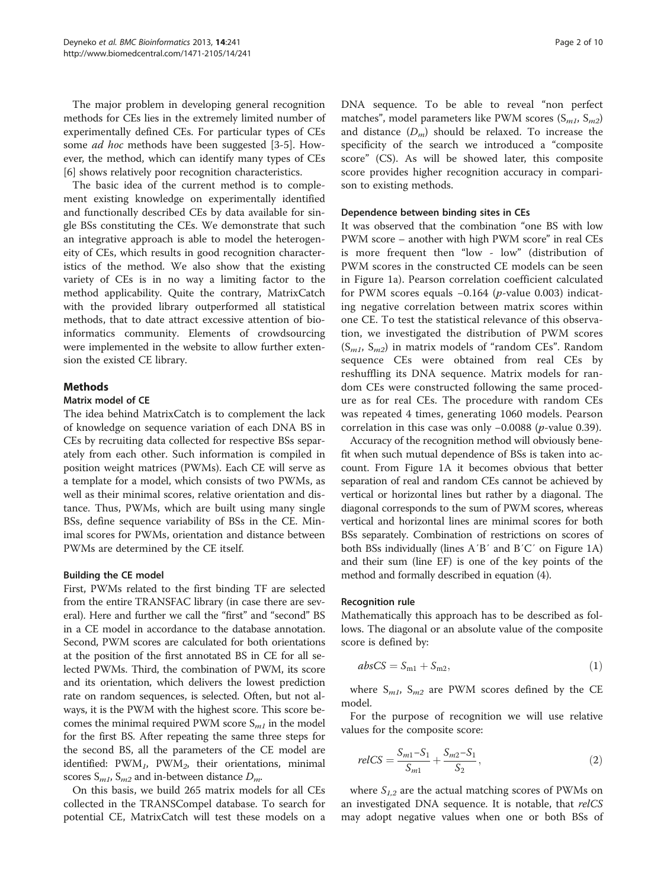The major problem in developing general recognition methods for CEs lies in the extremely limited number of experimentally defined CEs. For particular types of CEs some *ad hoc* methods have been suggested [3-5]. However, the method, which can identify many types of CEs [6] shows relatively poor recognition characteristics.

The basic idea of the current method is to complement existing knowledge on experimentally identified and functionally described CEs by data available for single BSs constituting the CEs. We demonstrate that such an integrative approach is able to model the heterogeneity of CEs, which results in good recognition characteristics of the method. We also show that the existing variety of CEs is in no way a limiting factor to the method applicability. Quite the contrary, MatrixCatch with the provided library outperformed all statistical methods, that to date attract excessive attention of bioinformatics community. Elements of crowdsourcing were implemented in the website to allow further extension the existed CE library.

## Methods

### Matrix model of CE

The idea behind MatrixCatch is to complement the lack of knowledge on sequence variation of each DNA BS in CEs by recruiting data collected for respective BSs separately from each other. Such information is compiled in position weight matrices (PWMs). Each CE will serve as a template for a model, which consists of two PWMs, as well as their minimal scores, relative orientation and distance. Thus, PWMs, which are built using many single BSs, define sequence variability of BSs in the CE. Minimal scores for PWMs, orientation and distance between PWMs are determined by the CE itself.

#### Building the CE model

First, PWMs related to the first binding TF are selected from the entire TRANSFAC library (in case there are several). Here and further we call the "first" and "second" BS in a CE model in accordance to the database annotation. Second, PWM scores are calculated for both orientations at the position of the first annotated BS in CE for all selected PWMs. Third, the combination of PWM, its score and its orientation, which delivers the lowest prediction rate on random sequences, is selected. Often, but not always, it is the PWM with the highest score. This score becomes the minimal required PWM score $S_{m1}$ in the model for the first BS. After repeating the same three steps for the second BS, all the parameters of the CE model are identified: $PWM_1$, $PWM_2$, their orientations, minimal scores $S_{m1}$, $S_{m2}$ and in-between distance $D_m$.

On this basis, we build 265 matrix models for all CEs collected in the TRANSCompel database. To search for potential CE, MatrixCatch will test these models on a DNA sequence. To be able to reveal "non perfect matches", model parameters like PWM scores ($S_{m1}$, $S_{m2}$) and distance ($D_m$) should be relaxed. To increase the specificity of the search we introduced a "composite score" (CS). As will be showed later, this composite score provides higher recognition accuracy in comparison to existing methods.

#### Dependence between binding sites in CEs

It was observed that the combination "one BS with low PWM score – another with high PWM score" in real CEs is more frequent then "low - low" (distribution of PWM scores in the constructed CE models can be seen in Figure 1a). Pearson correlation coefficient calculated for PWM scores equals −0.164 ($p$-value 0.003) indicating negative correlation between matrix scores within one CE. To test the statistical relevance of this observation, we investigated the distribution of PWM scores ($S_{m1}$, $S_{m2}$) in matrix models of "random CEs". Random sequence CEs were obtained from real CEs by reshuffling its DNA sequence. Matrix models for random CEs were constructed following the same procedure as for real CEs. The procedure with random CEs was repeated 4 times, generating 1060 models. Pearson correlation in this case was only −0.0088 ($p$-value 0.39).

Accuracy of the recognition method will obviously benefit when such mutual dependence of BSs is taken into account. From Figure 1A it becomes obvious that better separation of real and random CEs cannot be achieved by vertical or horizontal lines but rather by a diagonal. The diagonal corresponds to the sum of PWM scores, whereas vertical and horizontal lines are minimal scores for both BSs separately. Combination of restrictions on scores of both BSs individually (lines A′B′ and B′C′ on Figure 1A) and their sum (line EF) is one of the key points of the method and formally described in equation (4).

#### Recognition rule

Mathematically this approach has to be described as follows. The diagonal or an absolute value of the composite score is defined by:

$$absCS = S_{m1} + S_{m2}, \tag{1}$$

where $S_{m1}$, $S_{m2}$ are PWM scores defined by the CE model.

For the purpose of recognition we will use relative values for the composite score:

$$relCS = \frac{S_{m1} - S_1}{S_{m1}} + \frac{S_{m2} - S_1}{S_2}, \tag{2}$$

where $S_{1,2}$ are the actual matching scores of PWMs on an investigated DNA sequence. It is notable, that *relCS* may adopt negative values when one or both BSs of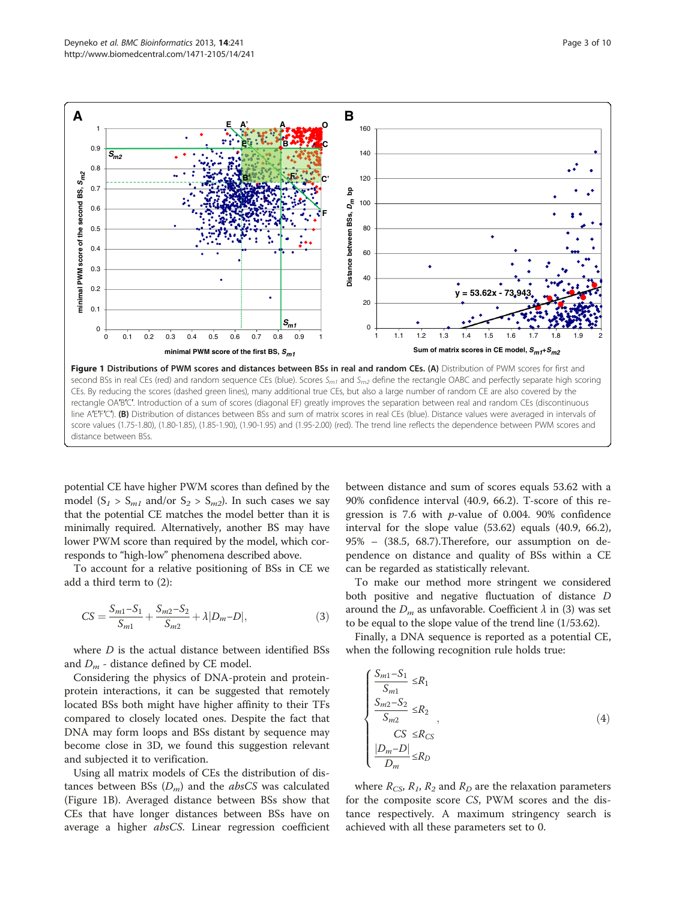**Figure 1 Distributions of PWM scores and distances between BSs in real and random CEs. (A)** Distribution of PWM scores for first and second BSs in real CEs (red) and random sequence CEs (blue). Scores $S_{m1}$ and $S_{m2}$ define the rectangle OABC and perfectly separate high scoring CEs. By reducing the scores (dashed green lines), many additional true CEs, but also a large number of random CE are also covered by the rectangle OA'B'C'. Introduction of a sum of scores (diagonal EF) greatly improves the separation between real and random CEs (discontinuous line A'E'F'C'). **(B)** Distribution of distances between BSs and sum of matrix scores in real CEs (blue). Distance values were averaged in intervals of score values (1.75-1.80), (1.80-1.85), (1.85-1.90), (1.90-1.95) and (1.95-2.00) (red). The trend line reflects the dependence between PWM scores and distance between BSs.

potential CE have higher PWM scores than defined by the model ($S_1 > S_{m1}$ and/or $S_2 > S_{m2}$). In such cases we say that the potential CE matches the model better than it is minimally required. Alternatively, another BS may have lower PWM score than required by the model, which corresponds to "high-low" phenomena described above.

To account for a relative positioning of BSs in CE we add a third term to (2):

$$CS = \frac{S_{m1} - S_1}{S_{m1}} + \frac{S_{m2} - S_2}{S_{m2}} + \lambda |D_m - D|, \tag{3}$$

where $D$ is the actual distance between identified BSs and $D_m$ - distance defined by CE model.

Considering the physics of DNA-protein and protein-protein interactions, it can be suggested that remotely located BSs both might have higher affinity to their TFs compared to closely located ones. Despite the fact that DNA may form loops and BSs distant by sequence may become close in 3D, we found this suggestion relevant and subjected it to verification.

Using all matrix models of CEs the distribution of distances between BSs ($D_m$) and the *absCS* was calculated (Figure 1B). Averaged distance between BSs show that CEs that have longer distances between BSs have on average a higher *absCS*. Linear regression coefficient between distance and sum of scores equals 53.62 with a 90% confidence interval (40.9, 66.2). T-score of this regression is 7.6 with *p*-value of 0.004. 90% confidence interval for the slope value (53.62) equals (40.9, 66.2), 95% – (38.5, 68.7).Therefore, our assumption on dependence on distance and quality of BSs within a CE can be regarded as statistically relevant.

To make our method more stringent we considered both positive and negative fluctuation of distance $D$ around the $D_m$ as unfavorable. Coefficient $\lambda$ in (3) was set to be equal to the slope value of the trend line (1/53.62).

Finally, a DNA sequence is reported as a potential CE, when the following recognition rule holds true:

$$\begin{cases} \dfrac{S_{m1} - S_1}{S_{m1}} \le R_1 \\ \dfrac{S_{m2} - S_2}{S_{m2}} \le R_2 \\ CS \le R_{CS} \\ \dfrac{|D_m - D|}{D_m} \le R_D \end{cases}, \tag{4}$$

where $R_{CS}$, $R_1$, $R_2$ and $R_D$ are the relaxation parameters for the composite score $CS$, PWM scores and the distance respectively. A maximum stringency search is achieved with all these parameters set to 0.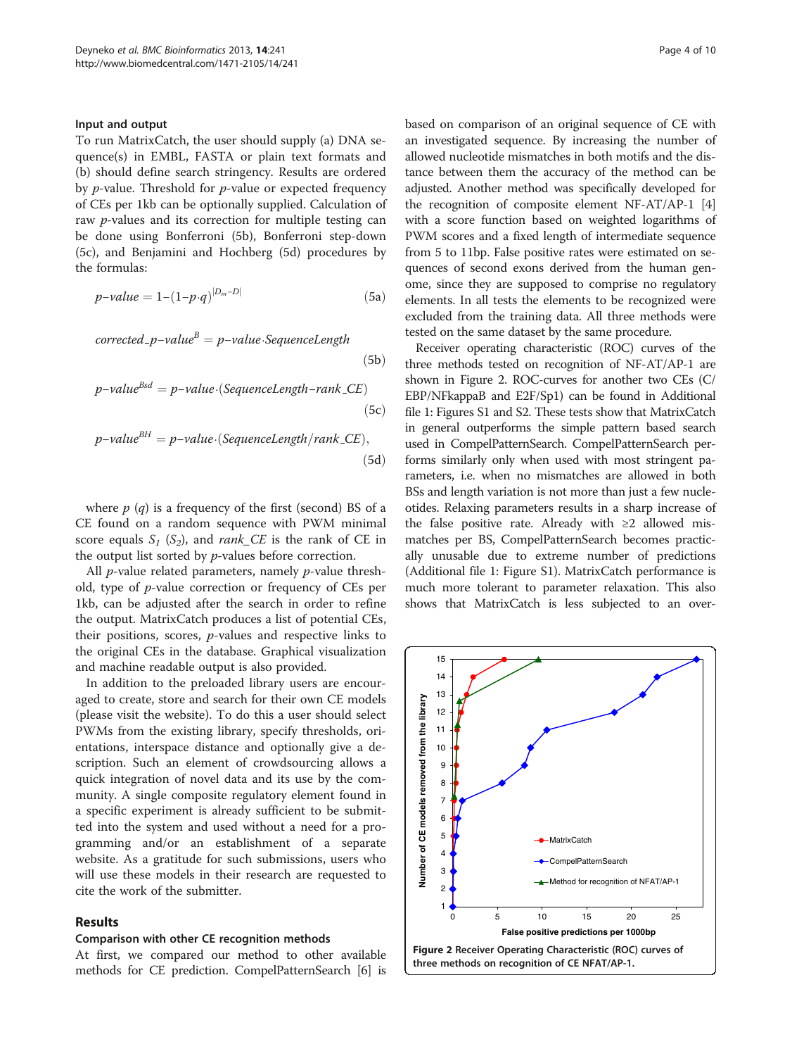### Input and output

To run MatrixCatch, the user should supply (a) DNA sequence(s) in EMBL, FASTA or plain text formats and (b) should define search stringency. Results are ordered by *p*-value. Threshold for *p*-value or expected frequency of CEs per 1kb can be optionally supplied. Calculation of raw *p*-values and its correction for multiple testing can be done using Bonferroni (5b), Bonferroni step-down (5c), and Benjamini and Hochberg (5d) procedures by the formulas:

$$p\text{–}value = 1\text{–}(1\text{–}p{\cdot}q)^{|D_m\text{–}D|} \tag{5a}$$

$$corrected\_p\text{–}value^{B} = p\text{–}value{\cdot}SequenceLength \tag{5b}$$

$$p\text{–}value^{Bsd} = p\text{–}value{\cdot}(SequenceLength\text{–}rank\_CE) \tag{5c}$$

$$p\text{–}value^{BH} = p\text{–}value{\cdot}(SequenceLength/rank\_CE), \tag{5d}$$

where $p$ ($q$) is a frequency of the first (second) BS of a CE found on a random sequence with PWM minimal score equals $S_1$ ($S_2$), and *rank_CE* is the rank of CE in the output list sorted by *p*-values before correction.

All *p*-value related parameters, namely *p*-value threshold, type of *p*-value correction or frequency of CEs per 1kb, can be adjusted after the search in order to refine the output. MatrixCatch produces a list of potential CEs, their positions, scores, *p*-values and respective links to the original CEs in the database. Graphical visualization and machine readable output is also provided.

In addition to the preloaded library users are encouraged to create, store and search for their own CE models (please visit the website). To do this a user should select PWMs from the existing library, specify thresholds, orientations, interspace distance and optionally give a description. Such an element of crowdsourcing allows a quick integration of novel data and its use by the community. A single composite regulatory element found in a specific experiment is already sufficient to be submitted into the system and used without a need for a programming and/or an establishment of a separate website. As a gratitude for such submissions, users who will use these models in their research are requested to cite the work of the submitter.

## Results

### Comparison with other CE recognition methods

At first, we compared our method to other available methods for CE prediction. CompelPatternSearch [6] is based on comparison of an original sequence of CE with an investigated sequence. By increasing the number of allowed nucleotide mismatches in both motifs and the distance between them the accuracy of the method can be adjusted. Another method was specifically developed for the recognition of composite element NF-AT/AP-1 [4] with a score function based on weighted logarithms of PWM scores and a fixed length of intermediate sequence from 5 to 11bp. False positive rates were estimated on sequences of second exons derived from the human genome, since they are supposed to comprise no regulatory elements. In all tests the elements to be recognized were excluded from the training data. All three methods were tested on the same dataset by the same procedure.

Receiver operating characteristic (ROC) curves of the three methods tested on recognition of NF-AT/AP-1 are shown in Figure 2. ROC-curves for another two CEs (C/EBP/NFkappaB and E2F/Sp1) can be found in Additional file 1: Figures S1 and S2. These tests show that MatrixCatch in general outperforms the simple pattern based search used in CompelPatternSearch. CompelPatternSearch performs similarly only when used with most stringent parameters, i.e. when no mismatches are allowed in both BSs and length variation is not more than just a few nucleotides. Relaxing parameters results in a sharp increase of the false positive rate. Already with ≥2 allowed mismatches per BS, CompelPatternSearch becomes practically unusable due to extreme number of predictions (Additional file 1: Figure S1). MatrixCatch performance is much more tolerant to parameter relaxation. This also shows that MatrixCatch is less subjected to an over-

**Figure 2** Receiver Operating Characteristic (ROC) curves of three methods on recognition of CE NFAT/AP-1.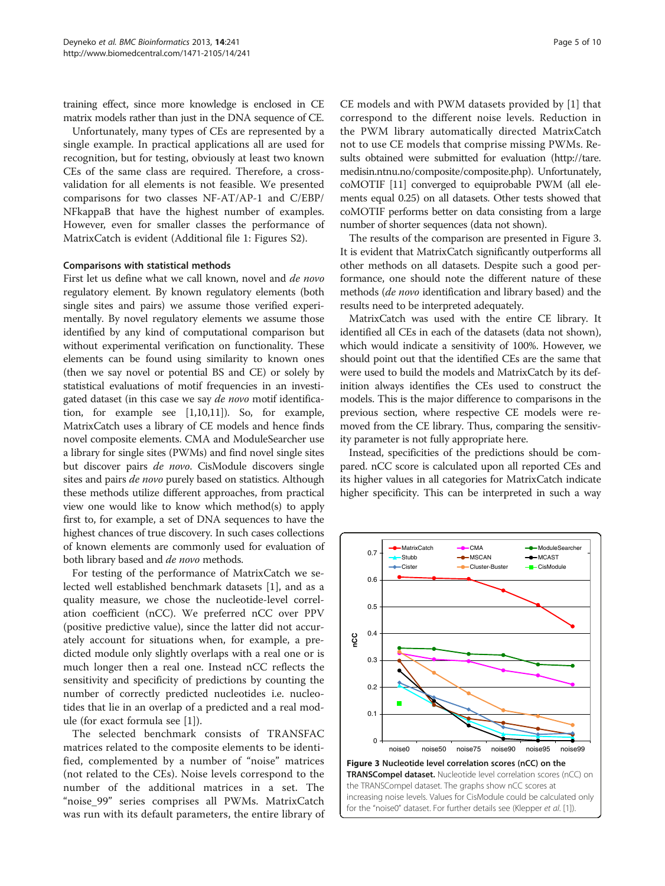training effect, since more knowledge is enclosed in CE matrix models rather than just in the DNA sequence of CE.

Unfortunately, many types of CEs are represented by a single example. In practical applications all are used for recognition, but for testing, obviously at least two known CEs of the same class are required. Therefore, a cross-validation for all elements is not feasible. We presented comparisons for two classes NF-AT/AP-1 and C/EBP/NFkappaB that have the highest number of examples. However, even for smaller classes the performance of MatrixCatch is evident (Additional file 1: Figures S2).

### Comparisons with statistical methods

First let us define what we call known, novel and *de novo* regulatory element. By known regulatory elements (both single sites and pairs) we assume those verified experimentally. By novel regulatory elements we assume those identified by any kind of computational comparison but without experimental verification on functionality. These elements can be found using similarity to known ones (then we say novel or potential BS and CE) or solely by statistical evaluations of motif frequencies in an investigated dataset (in this case we say *de novo* motif identification, for example see [1,10,11]). So, for example, MatrixCatch uses a library of CE models and hence finds novel composite elements. CMA and ModuleSearcher use a library for single sites (PWMs) and find novel single sites but discover pairs *de novo*. CisModule discovers single sites and pairs *de novo* purely based on statistics. Although these methods utilize different approaches, from practical view one would like to know which method(s) to apply first to, for example, a set of DNA sequences to have the highest chances of true discovery. In such cases collections of known elements are commonly used for evaluation of both library based and *de novo* methods.

For testing of the performance of MatrixCatch we selected well established benchmark datasets [1], and as a quality measure, we chose the nucleotide-level correlation coefficient (nCC). We preferred nCC over PPV (positive predictive value), since the latter did not accurately account for situations when, for example, a predicted module only slightly overlaps with a real one or is much longer then a real one. Instead nCC reflects the sensitivity and specificity of predictions by counting the number of correctly predicted nucleotides i.e. nucleotides that lie in an overlap of a predicted and a real module (for exact formula see [1]).

The selected benchmark consists of TRANSFAC matrices related to the composite elements to be identified, complemented by a number of "noise" matrices (not related to the CEs). Noise levels correspond to the number of the additional matrices in a set. The "noise_99" series comprises all PWMs. MatrixCatch was run with its default parameters, the entire library of CE models and with PWM datasets provided by [1] that correspond to the different noise levels. Reduction in the PWM library automatically directed MatrixCatch not to use CE models that comprise missing PWMs. Results obtained were submitted for evaluation (http://tare.medisin.ntnu.no/composite/composite.php). Unfortunately, coMOTIF [11] converged to equiprobable PWM (all elements equal 0.25) on all datasets. Other tests showed that coMOTIF performs better on data consisting from a large number of shorter sequences (data not shown).

The results of the comparison are presented in Figure 3. It is evident that MatrixCatch significantly outperforms all other methods on all datasets. Despite such a good performance, one should note the different nature of these methods (*de novo* identification and library based) and the results need to be interpreted adequately.

MatrixCatch was used with the entire CE library. It identified all CEs in each of the datasets (data not shown), which would indicate a sensitivity of 100%. However, we should point out that the identified CEs are the same that were used to build the models and MatrixCatch by its definition always identifies the CEs used to construct the models. This is the major difference to comparisons in the previous section, where respective CE models were removed from the CE library. Thus, comparing the sensitivity parameter is not fully appropriate here.

Instead, specificities of the predictions should be compared. nCC score is calculated upon all reported CEs and its higher values in all categories for MatrixCatch indicate higher specificity. This can be interpreted in such a way

**Figure 3 Nucleotide level correlation scores (nCC) on the TRANSCompel dataset.** Nucleotide level correlation scores (nCC) on the TRANSCompel dataset. The graphs show nCC scores at increasing noise levels. Values for CisModule could be calculated only for the "noise0" dataset. For further details see (Klepper *et al*. [1]).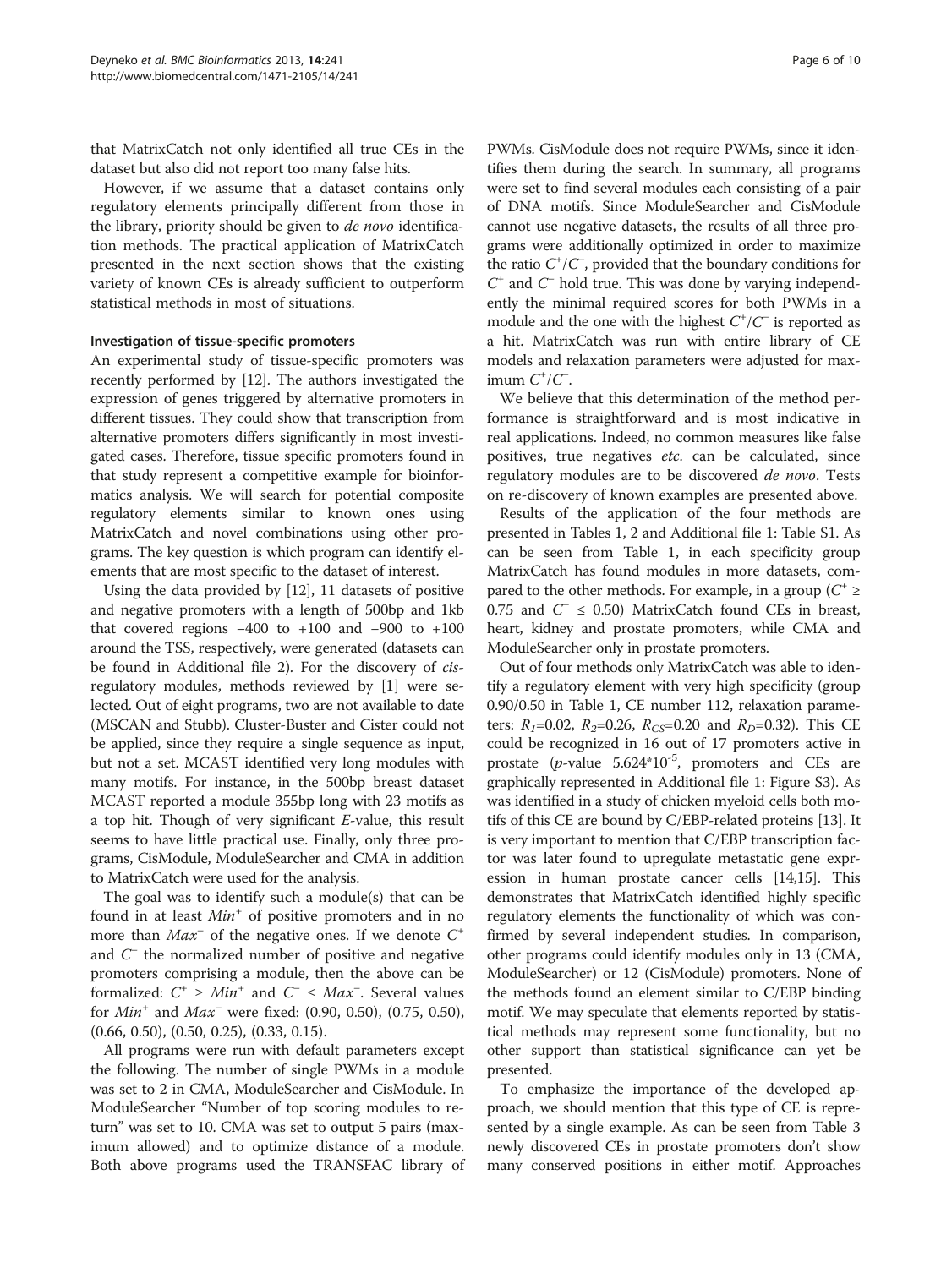that MatrixCatch not only identified all true CEs in the dataset but also did not report too many false hits.

However, if we assume that a dataset contains only regulatory elements principally different from those in the library, priority should be given to *de novo* identification methods. The practical application of MatrixCatch presented in the next section shows that the existing variety of known CEs is already sufficient to outperform statistical methods in most of situations.

#### Investigation of tissue-specific promoters

An experimental study of tissue-specific promoters was recently performed by [12]. The authors investigated the expression of genes triggered by alternative promoters in different tissues. They could show that transcription from alternative promoters differs significantly in most investigated cases. Therefore, tissue specific promoters found in that study represent a competitive example for bioinformatics analysis. We will search for potential composite regulatory elements similar to known ones using MatrixCatch and novel combinations using other programs. The key question is which program can identify elements that are most specific to the dataset of interest.

Using the data provided by [12], 11 datasets of positive and negative promoters with a length of 500bp and 1kb that covered regions −400 to +100 and −900 to +100 around the TSS, respectively, were generated (datasets can be found in Additional file 2). For the discovery of *cis*-regulatory modules, methods reviewed by [1] were selected. Out of eight programs, two are not available to date (MSCAN and Stubb). Cluster-Buster and Cister could not be applied, since they require a single sequence as input, but not a set. MCAST identified very long modules with many motifs. For instance, in the 500bp breast dataset MCAST reported a module 355bp long with 23 motifs as a top hit. Though of very significant *E*-value, this result seems to have little practical use. Finally, only three programs, CisModule, ModuleSearcher and CMA in addition to MatrixCatch were used for the analysis.

The goal was to identify such a module(s) that can be found in at least $Min^+$ of positive promoters and in no more than $Max^-$ of the negative ones. If we denote $C^+$ and $C^-$ the normalized number of positive and negative promoters comprising a module, then the above can be formalized: $C^+ \geq Min^+$ and $C^- \leq Max^-$. Several values for $Min^+$ and $Max^-$ were fixed: (0.90, 0.50), (0.75, 0.50), (0.66, 0.50), (0.50, 0.25), (0.33, 0.15).

All programs were run with default parameters except the following. The number of single PWMs in a module was set to 2 in CMA, ModuleSearcher and CisModule. In ModuleSearcher "Number of top scoring modules to return" was set to 10. CMA was set to output 5 pairs (maximum allowed) and to optimize distance of a module. Both above programs used the TRANSFAC library of PWMs. CisModule does not require PWMs, since it identifies them during the search. In summary, all programs were set to find several modules each consisting of a pair of DNA motifs. Since ModuleSearcher and CisModule cannot use negative datasets, the results of all three programs were additionally optimized in order to maximize the ratio $C^+/C^-$, provided that the boundary conditions for $C^+$ and $C^-$ hold true. This was done by varying independently the minimal required scores for both PWMs in a module and the one with the highest $C^+/C^-$ is reported as a hit. MatrixCatch was run with entire library of CE models and relaxation parameters were adjusted for maximum $C^+/C^-$.

We believe that this determination of the method performance is straightforward and is most indicative in real applications. Indeed, no common measures like false positives, true negatives *etc.* can be calculated, since regulatory modules are to be discovered *de novo*. Tests on re-discovery of known examples are presented above.

Results of the application of the four methods are presented in Tables 1, 2 and Additional file 1: Table S1. As can be seen from Table 1, in each specificity group MatrixCatch has found modules in more datasets, compared to the other methods. For example, in a group ($C^+ \geq 0.75$ and $C^- \leq 0.50$) MatrixCatch found CEs in breast, heart, kidney and prostate promoters, while CMA and ModuleSearcher only in prostate promoters.

Out of four methods only MatrixCatch was able to identify a regulatory element with very high specificity (group 0.90/0.50 in Table 1, CE number 112, relaxation parameters: $R_1$=0.02, $R_2$=0.26, $R_{CS}$=0.20 and $R_D$=0.32). This CE could be recognized in 16 out of 17 promoters active in prostate ($p$-value $5.624{*}10^{-5}$, promoters and CEs are graphically represented in Additional file 1: Figure S3). As was identified in a study of chicken myeloid cells both motifs of this CE are bound by C/EBP-related proteins [13]. It is very important to mention that C/EBP transcription factor was later found to upregulate metastatic gene expression in human prostate cancer cells [14,15]. This demonstrates that MatrixCatch identified highly specific regulatory elements the functionality of which was confirmed by several independent studies. In comparison, other programs could identify modules only in 13 (CMA, ModuleSearcher) or 12 (CisModule) promoters. None of the methods found an element similar to C/EBP binding motif. We may speculate that elements reported by statistical methods may represent some functionality, but no other support than statistical significance can yet be presented.

To emphasize the importance of the developed approach, we should mention that this type of CE is represented by a single example. As can be seen from Table 3 newly discovered CEs in prostate promoters don't show many conserved positions in either motif. Approaches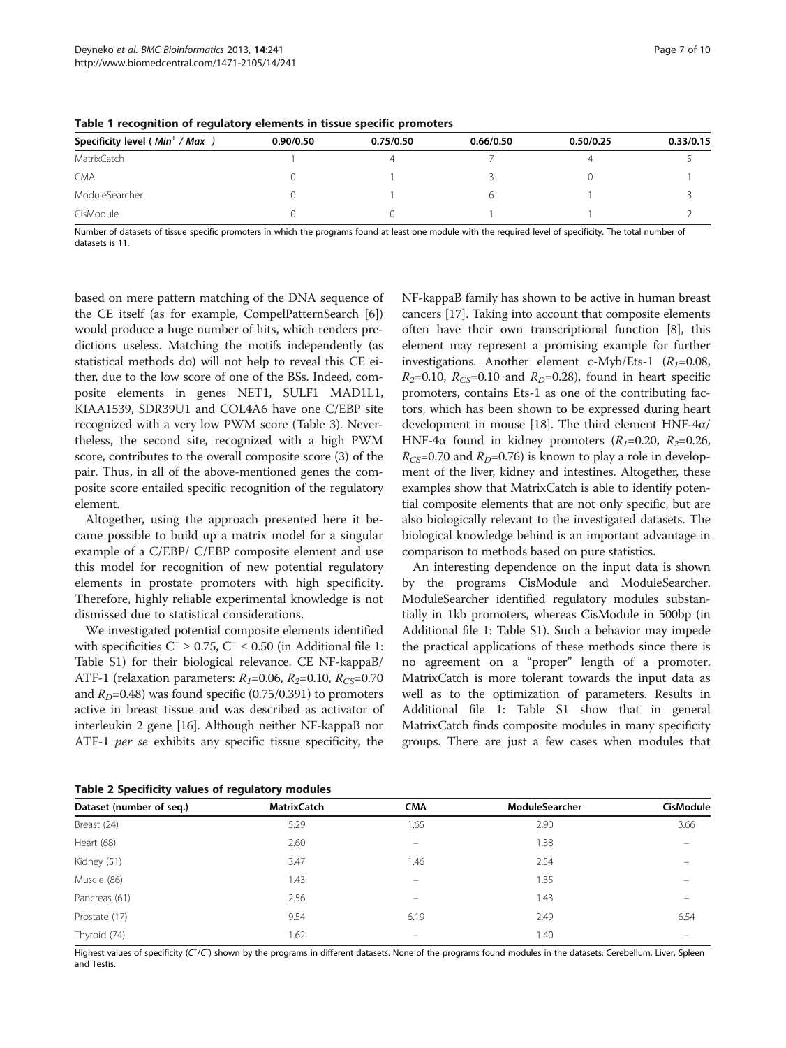**Table 1 recognition of regulatory elements in tissue specific promoters**

| Specificity level ( $Min^{+}$ / $Max^{-}$ ) | 0.90/0.50 | 0.75/0.50 | 0.66/0.50 | 0.50/0.25 | 0.33/0.15 |
|---|---|---|---|---|---|
| MatrixCatch | 1 | 4 | 7 | 4 | 5 |
| CMA | 0 | 1 | 3 | 0 | 1 |
| ModuleSearcher | 0 | 1 | 6 | 1 | 3 |
| CisModule | 0 | 0 | 1 | 1 | 2 |

Number of datasets of tissue specific promoters in which the programs found at least one module with the required level of specificity. The total number of datasets is 11.

based on mere pattern matching of the DNA sequence of the CE itself (as for example, CompelPatternSearch [6]) would produce a huge number of hits, which renders predictions useless. Matching the motifs independently (as statistical methods do) will not help to reveal this CE either, due to the low score of one of the BSs. Indeed, composite elements in genes NET1, SULF1 MAD1L1, KIAA1539, SDR39U1 and COL4A6 have one C/EBP site recognized with a very low PWM score (Table 3). Nevertheless, the second site, recognized with a high PWM score, contributes to the overall composite score (3) of the pair. Thus, in all of the above-mentioned genes the composite score entailed specific recognition of the regulatory element.

Altogether, using the approach presented here it became possible to build up a matrix model for a singular example of a C/EBP/ C/EBP composite element and use this model for recognition of new potential regulatory elements in prostate promoters with high specificity. Therefore, highly reliable experimental knowledge is not dismissed due to statistical considerations.

We investigated potential composite elements identified with specificities $C^{+} \geq 0.75$, $C^{-} \leq 0.50$ (in Additional file 1: Table S1) for their biological relevance. CE NF-kappaB/ ATF-1 (relaxation parameters: $R_1$=0.06, $R_2$=0.10, $R_{CS}$=0.70 and $R_D$=0.48) was found specific (0.75/0.391) to promoters active in breast tissue and was described as activator of interleukin 2 gene [16]. Although neither NF-kappaB nor ATF-1 *per se* exhibits any specific tissue specificity, the NF-kappaB family has shown to be active in human breast cancers [17]. Taking into account that composite elements often have their own transcriptional function [8], this element may represent a promising example for further investigations. Another element c-Myb/Ets-1 ($R_1$=0.08, $R_2$=0.10, $R_{CS}$=0.10 and $R_D$=0.28), found in heart specific promoters, contains Ets-1 as one of the contributing factors, which has been shown to be expressed during heart development in mouse [18]. The third element HNF-4α/ HNF-4α found in kidney promoters ($R_1$=0.20, $R_2$=0.26, $R_{CS}$=0.70 and $R_D$=0.76) is known to play a role in development of the liver, kidney and intestines. Altogether, these examples show that MatrixCatch is able to identify potential composite elements that are not only specific, but are also biologically relevant to the investigated datasets. The biological knowledge behind is an important advantage in comparison to methods based on pure statistics.

An interesting dependence on the input data is shown by the programs CisModule and ModuleSearcher. ModuleSearcher identified regulatory modules substantially in 1kb promoters, whereas CisModule in 500bp (in Additional file 1: Table S1). Such a behavior may impede the practical applications of these methods since there is no agreement on a "proper" length of a promoter. MatrixCatch is more tolerant towards the input data as well as to the optimization of parameters. Results in Additional file 1: Table S1 show that in general MatrixCatch finds composite modules in many specificity groups. There are just a few cases when modules that

**Table 2 Specificity values of regulatory modules**

| Dataset (number of seq.) | MatrixCatch | CMA | ModuleSearcher | CisModule |
|---|---|---|---|---|
| Breast (24) | 5.29 | 1.65 | 2.90 | 3.66 |
| Heart (68) | 2.60 | – | 1.38 | – |
| Kidney (51) | 3.47 | 1.46 | 2.54 | – |
| Muscle (86) | 1.43 | – | 1.35 | – |
| Pancreas (61) | 2.56 | – | 1.43 | – |
| Prostate (17) | 9.54 | 6.19 | 2.49 | 6.54 |
| Thyroid (74) | 1.62 | – | 1.40 | – |

Highest values of specificity ($C^{+}/C^{-}$) shown by the programs in different datasets. None of the programs found modules in the datasets: Cerebellum, Liver, Spleen and Testis.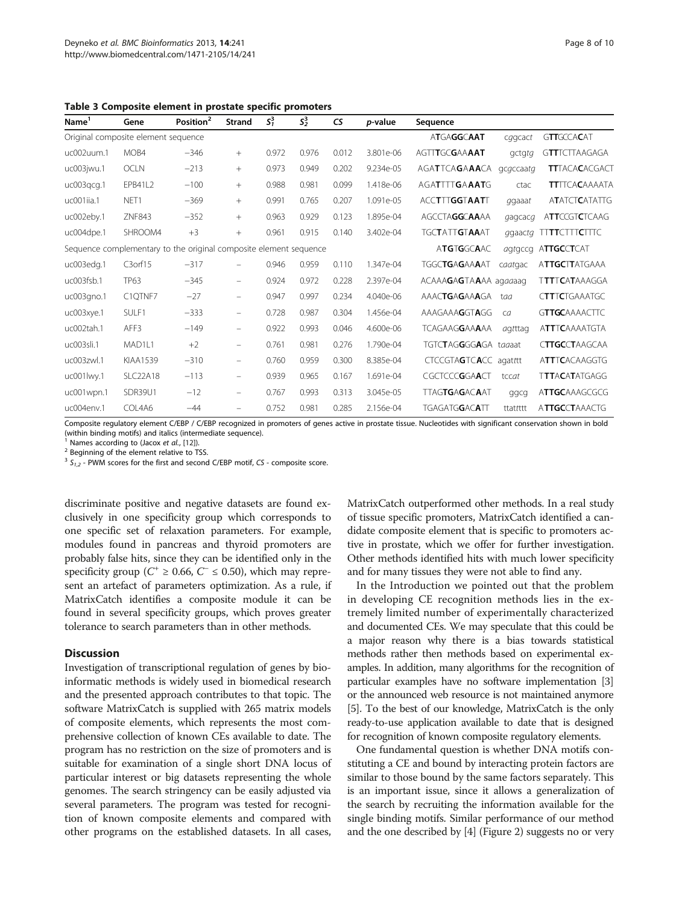**Table 3 Composite element in prostate specific promoters**

| Name[1] | Gene | Position[2] | Strand | $S_1^3$ | $S_2^3$ | *CS* | *p*-value | Sequence | | |
|---|---|---|---|---|---|---|---|---|---|---|
| Original composite element sequence | | | | | | | | A**TG**A**GGCAAT** | *cggcact* | G**TT**GCCA**C**AT |
| uc002uum.1 | MOB4 | −346 | + | 0.972 | 0.976 | 0.012 | 3.801e-06 | AGTT**T**GC**G**AA**AAT** | *gctgtg* | G**TT**TCTTAAGAGA |
| uc003jwu.1 | OCLN | −213 | + | 0.973 | 0.949 | 0.202 | 9.234e-05 | AGA**T**TCA**G**A**A**ACA | *gcgccaatg* | **TT**TACA**C**ACGACT |
| uc003qcg.1 | EPB41L2 | −100 | + | 0.988 | 0.981 | 0.099 | 1.418e-06 | AGA**T**TTT**G**A**AAT**G | *ctac* | **TT**TTCA**C**AAAATA |
| uc001iia.1 | NET1 | −369 | + | 0.991 | 0.765 | 0.207 | 1.091e-05 | ACC**T**TT**GG**T**AAT**T | *ggaaat* | A**T**ATCT**C**ATATTG |
| uc002eby.1 | ZNF843 | −352 | + | 0.963 | 0.929 | 0.123 | 1.895e-04 | AGCCTA**GG**C**AA**AA | *gagcacg* | A**TT**CCGT**C**TCAAG |
| uc004dpe.1 | SHROOM4 | +3 | + | 0.961 | 0.915 | 0.140 | 3.402e-04 | TGC**T**ATT**G**T**AA**AT | *ggaactg* | TT**TT**CTTT**C**TTTC |
| Sequence complementary to the original composite element sequence | | | | | | | | A**TG**T**G**GC**A**AC | *agtgccg* | A**TTGC**C**T**CAT |
| uc003edg.1 | C3orf15 | −317 | − | 0.946 | 0.959 | 0.110 | 1.347e-04 | TGGC**TG**A**G**AA**A**AT | *caatgac* | A**TTGC**T**T**ATGAAA |
| uc003fsb.1 | TP63 | −345 | − | 0.924 | 0.972 | 0.228 | 2.397e-04 | ACAAA**G**A**G**TA**A**AA | *agaaaag* | T**TT**TCA**T**AAAGGA |
| uc003gno.1 | C1QTNF7 | −27 | − | 0.947 | 0.997 | 0.234 | 4.040e-06 | AAAC**TG**A**G**AA**A**GA | *taa* | C**TT**TC**T**GAAATGC |
| uc003xye.1 | SULF1 | −333 | − | 0.728 | 0.987 | 0.304 | 1.456e-04 | AAAGAAA**G**GT**A**GG | *ca* | G**TTGC**AAAACTTC |
| uc002tah.1 | AFF3 | −149 | − | 0.922 | 0.993 | 0.046 | 4.600e-06 | TCAGAAG**G**AA**A**AA | *agtttag* | A**TT**TCAAAATGTA |
| uc003sli.1 | MAD1L1 | +2 | − | 0.761 | 0.981 | 0.276 | 1.790e-04 | TGTC**T**AG**G**GG**A**GA | *taaaat* | C**TTGC**C**T**AAGCAA |
| uc003zwl.1 | KIAA1539 | −310 | − | 0.760 | 0.959 | 0.300 | 8.385e-04 | CTCCGTA**G**TC**A**CC | *agatttt* | A**TT**TCACAAGGTG |
| uc001lwy.1 | SLC22A18 | −113 | − | 0.939 | 0.965 | 0.167 | 1.691e-04 | CGCTCCC**G**GA**A**CT | *tccat* | T**TT**ACA**T**ATGAGG |
| uc001wpn.1 | SDR39U1 | −12 | − | 0.767 | 0.993 | 0.313 | 3.045e-05 | TTAG**TG**A**G**AC**A**AT | *ggcg* | A**TTGC**AAAGCGCG |
| uc004env.1 | COL4A6 | −44 | − | 0.752 | 0.981 | 0.285 | 2.156e-04 | TGAGATG**G**AC**A**TT | *ttatttt* | A**TTGC**C**T**AAACTG |

Composite regulatory element C/EBP / C/EBP recognized in promoters of genes active in prostate tissue. Nucleotides with significant conservation shown in bold (within binding motifs) and italics (intermediate sequence).
[1] Names according to (Jacox *et al.*, [12]).
[2] Beginning of the element relative to TSS.
[3] $S_{1,2}$ - PWM scores for the first and second C/EBP motif, *CS* - composite score.

discriminate positive and negative datasets are found exclusively in one specificity group which corresponds to one specific set of relaxation parameters. For example, modules found in pancreas and thyroid promoters are probably false hits, since they can be identified only in the specificity group ($C^+ \geq 0.66$, $C^- \leq 0.50$), which may represent an artefact of parameters optimization. As a rule, if MatrixCatch identifies a composite module it can be found in several specificity groups, which proves greater tolerance to search parameters than in other methods.

## Discussion

Investigation of transcriptional regulation of genes by bioinformatic methods is widely used in biomedical research and the presented approach contributes to that topic. The software MatrixCatch is supplied with 265 matrix models of composite elements, which represents the most comprehensive collection of known CEs available to date. The program has no restriction on the size of promoters and is suitable for examination of a single short DNA locus of particular interest or big datasets representing the whole genomes. The search stringency can be easily adjusted via several parameters. The program was tested for recognition of known composite elements and compared with other programs on the established datasets. In all cases, MatrixCatch outperformed other methods. In a real study of tissue specific promoters, MatrixCatch identified a candidate composite element that is specific to promoters active in prostate, which we offer for further investigation. Other methods identified hits with much lower specificity and for many tissues they were not able to find any.

In the Introduction we pointed out that the problem in developing CE recognition methods lies in the extremely limited number of experimentally characterized and documented CEs. We may speculate that this could be a major reason why there is a bias towards statistical methods rather then methods based on experimental examples. In addition, many algorithms for the recognition of particular examples have no software implementation [3] or the announced web resource is not maintained anymore [5]. To the best of our knowledge, MatrixCatch is the only ready-to-use application available to date that is designed for recognition of known composite regulatory elements.

One fundamental question is whether DNA motifs constituting a CE and bound by interacting protein factors are similar to those bound by the same factors separately. This is an important issue, since it allows a generalization of the search by recruiting the information available for the single binding motifs. Similar performance of our method and the one described by [4] (Figure 2) suggests no or very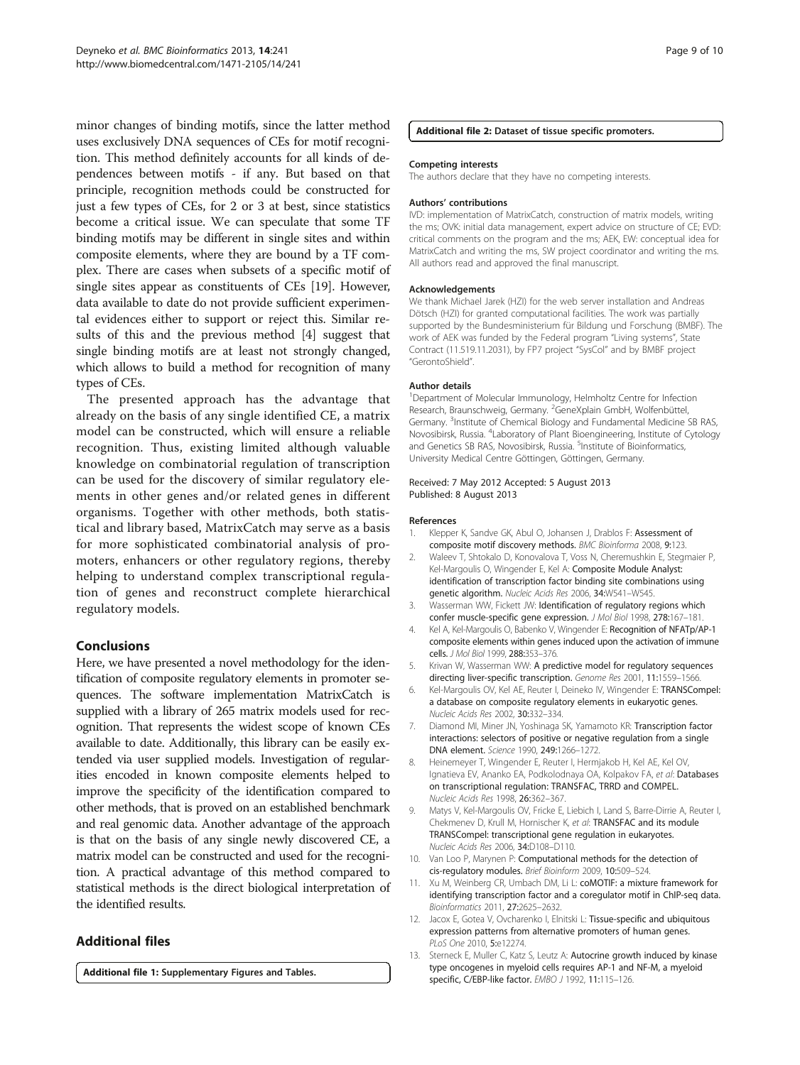minor changes of binding motifs, since the latter method uses exclusively DNA sequences of CEs for motif recognition. This method definitely accounts for all kinds of dependences between motifs - if any. But based on that principle, recognition methods could be constructed for just a few types of CEs, for 2 or 3 at best, since statistics become a critical issue. We can speculate that some TF binding motifs may be different in single sites and within composite elements, where they are bound by a TF complex. There are cases when subsets of a specific motif of single sites appear as constituents of CEs [19]. However, data available to date do not provide sufficient experimental evidences either to support or reject this. Similar results of this and the previous method [4] suggest that single binding motifs are at least not strongly changed, which allows to build a method for recognition of many types of CEs.

The presented approach has the advantage that already on the basis of any single identified CE, a matrix model can be constructed, which will ensure a reliable recognition. Thus, existing limited although valuable knowledge on combinatorial regulation of transcription can be used for the discovery of similar regulatory elements in other genes and/or related genes in different organisms. Together with other methods, both statistical and library based, MatrixCatch may serve as a basis for more sophisticated combinatorial analysis of promoters, enhancers or other regulatory regions, thereby helping to understand complex transcriptional regulation of genes and reconstruct complete hierarchical regulatory models.

## Conclusions

Here, we have presented a novel methodology for the identification of composite regulatory elements in promoter sequences. The software implementation MatrixCatch is supplied with a library of 265 matrix models used for recognition. That represents the widest scope of known CEs available to date. Additionally, this library can be easily extended via user supplied models. Investigation of regularities encoded in known composite elements helped to improve the specificity of the identification compared to other methods, that is proved on an established benchmark and real genomic data. Another advantage of the approach is that on the basis of any single newly discovered CE, a matrix model can be constructed and used for the recognition. A practical advantage of this method compared to statistical methods is the direct biological interpretation of the identified results.

## Additional files

**Additional file 1: Supplementary Figures and Tables.**

**Additional file 2: Dataset of tissue specific promoters.**

#### Competing interests

The authors declare that they have no competing interests.

#### Authors' contributions

IVD: implementation of MatrixCatch, construction of matrix models, writing the ms; OVK: initial data management, expert advice on structure of CE; EVD: critical comments on the program and the ms; AEK, EW: conceptual idea for MatrixCatch and writing the ms, SW project coordinator and writing the ms. All authors read and approved the final manuscript.

#### Acknowledgements

We thank Michael Jarek (HZI) for the web server installation and Andreas Dötsch (HZI) for granted computational facilities. The work was partially supported by the Bundesministerium für Bildung und Forschung (BMBF). The work of AEK was funded by the Federal program "Living systems", State Contract (11.519.11.2031), by FP7 project "SysCol" and by BMBF project "GerontoShield".

#### Author details

[1]Department of Molecular Immunology, Helmholtz Centre for Infection Research, Braunschweig, Germany. [2]GeneXplain GmbH, Wolfenbüttel, Germany. [3]Institute of Chemical Biology and Fundamental Medicine SB RAS, Novosibirsk, Russia. [4]Laboratory of Plant Bioengineering, Institute of Cytology and Genetics SB RAS, Novosibirsk, Russia. [5]Institute of Bioinformatics, University Medical Centre Göttingen, Göttingen, Germany.

Received: 7 May 2012 Accepted: 5 August 2013
Published: 8 August 2013

#### References

1. Klepper K, Sandve GK, Abul O, Johansen J, Drablos F: **Assessment of composite motif discovery methods.** *BMC Bioinforma* 2008, **9:**123.
2. Waleev T, Shtokalo D, Konovalova T, Voss N, Cheremushkin E, Stegmaier P, Kel-Margoulis O, Wingender E, Kel A: **Composite Module Analyst: identification of transcription factor binding site combinations using genetic algorithm.** *Nucleic Acids Res* 2006, **34:**W541–W545.
3. Wasserman WW, Fickett JW: **Identification of regulatory regions which confer muscle-specific gene expression.** *J Mol Biol* 1998, **278:**167–181.
4. Kel A, Kel-Margoulis O, Babenko V, Wingender E: **Recognition of NFATp/AP-1 composite elements within genes induced upon the activation of immune cells.** *J Mol Biol* 1999, **288:**353–376.
5. Krivan W, Wasserman WW: **A predictive model for regulatory sequences directing liver-specific transcription.** *Genome Res* 2001, **11:**1559–1566.
6. Kel-Margoulis OV, Kel AE, Reuter I, Deineko IV, Wingender E: **TRANSCompel: a database on composite regulatory elements in eukaryotic genes.** *Nucleic Acids Res* 2002, **30:**332–334.
7. Diamond MI, Miner JN, Yoshinaga SK, Yamamoto KR: **Transcription factor interactions: selectors of positive or negative regulation from a single DNA element.** *Science* 1990, **249:**1266–1272.
8. Heinemeyer T, Wingender E, Reuter I, Hermjakob H, Kel AE, Kel OV, Ignatieva EV, Ananko EA, Podkolodnaya OA, Kolpakov FA, *et al*: **Databases on transcriptional regulation: TRANSFAC, TRRD and COMPEL.** *Nucleic Acids Res* 1998, **26:**362–367.
9. Matys V, Kel-Margoulis OV, Fricke E, Liebich I, Land S, Barre-Dirrie A, Reuter I, Chekmenev D, Krull M, Hornischer K, *et al*: **TRANSFAC and its module TRANSCompel: transcriptional gene regulation in eukaryotes.** *Nucleic Acids Res* 2006, **34:**D108–D110.
10. Van Loo P, Marynen P: **Computational methods for the detection of cis-regulatory modules.** *Brief Bioinform* 2009, **10:**509–524.
11. Xu M, Weinberg CR, Umbach DM, Li L: **coMOTIF: a mixture framework for identifying transcription factor and a coregulator motif in ChIP-seq data.** *Bioinformatics* 2011, **27:**2625–2632.
12. Jacox E, Gotea V, Ovcharenko I, Elnitski L: **Tissue-specific and ubiquitous expression patterns from alternative promoters of human genes.** *PLoS One* 2010, **5:**e12274.
13. Sterneck E, Muller C, Katz S, Leutz A: **Autocrine growth induced by kinase type oncogenes in myeloid cells requires AP-1 and NF-M, a myeloid specific, C/EBP-like factor.** *EMBO J* 1992, **11:**115–126.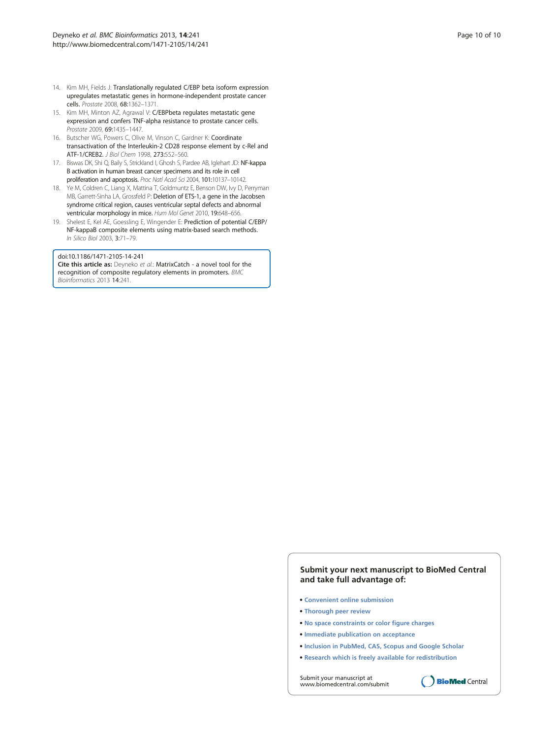14. Kim MH, Fields J: **Translationally regulated C/EBP beta isoform expression upregulates metastatic genes in hormone-independent prostate cancer cells.** *Prostate* 2008, **68:**1362–1371.
15. Kim MH, Minton AZ, Agrawal V: **C/EBPbeta regulates metastatic gene expression and confers TNF-alpha resistance to prostate cancer cells.** *Prostate* 2009, **69:**1435–1447.
16. Butscher WG, Powers C, Olive M, Vinson C, Gardner K: **Coordinate transactivation of the Interleukin-2 CD28 response element by c-Rel and ATF-1/CREB2.** *J Biol Chem* 1998, **273:**552–560.
17. Biswas DK, Shi Q, Baily S, Strickland I, Ghosh S, Pardee AB, Iglehart JD: **NF-kappa B activation in human breast cancer specimens and its role in cell proliferation and apoptosis.** *Proc Natl Acad Sci* 2004, **101:**10137–10142.
18. Ye M, Coldren C, Liang X, Mattina T, Goldmuntz E, Benson DW, Ivy D, Perryman MB, Garrett-Sinha LA, Grossfeld P: **Deletion of ETS-1, a gene in the Jacobsen syndrome critical region, causes ventricular septal defects and abnormal ventricular morphology in mice.** *Hum Mol Genet* 2010, **19:**648–656.
19. Shelest E, Kel AE, Goessling E, Wingender E: **Prediction of potential C/EBP/NF-kappaB composite elements using matrix-based search methods.** *In Silico Biol* 2003, **3:**71–79.

doi:10.1186/1471-2105-14-241
**Cite this article as:** Deyneko *et al.*: MatrixCatch - a novel tool for the recognition of composite regulatory elements in promoters. *BMC Bioinformatics* 2013 **14**:241.

**Submit your next manuscript to BioMed Central and take full advantage of:**

- **Convenient online submission**
- **Thorough peer review**
- **No space constraints or color figure charges**
- **Immediate publication on acceptance**
- **Inclusion in PubMed, CAS, Scopus and Google Scholar**
- **Research which is freely available for redistribution**

Submit your manuscript at
www.biomedcentral.com/submit

**BioMed** Central